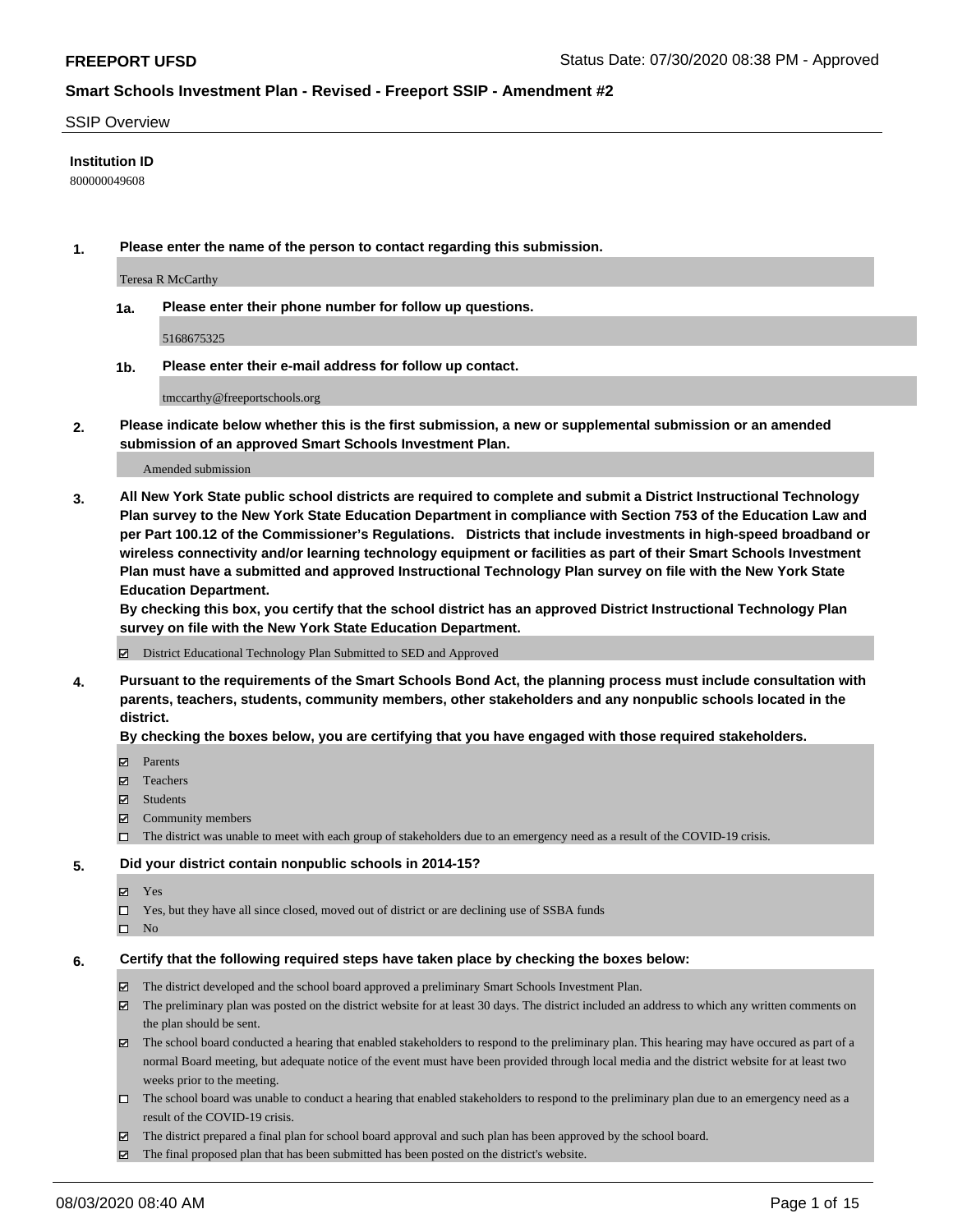**FREEPORT UFSD**

Status Date: 07/30/2020 08:38 PM - Approved

## Smart Schools Investment Plan - Revised - Freeport SSIP - Amendment #2

SSIP Overview

**Institution ID**

800000049608

**1. Please enter the name of the person to contact regarding this submission.**

Teresa R McCarthy

**1a. Please enter their phone number for follow up questions.**

5168675325

**1b. Please enter their e-mail address for follow up contact.**

tmccarthy@freeportschools.org

**2. Please indicate below whether this is the first submission, a new or supplemental submission or an amended submission of an approved Smart Schools Investment Plan.**

Amended submission

**3. All New York State public school districts are required to complete and submit a District Instructional Technology Plan survey to the New York State Education Department in compliance with Section 753 of the Education Law and per Part 100.12 of the Commissioner's Regulations. Districts that include investments in high-speed broadband or wireless connectivity and/or learning technology equipment or facilities as part of their Smart Schools Investment Plan must have a submitted and approved Instructional Technology Plan survey on file with the New York State Education Department.**
**By checking this box, you certify that the school district has an approved District Instructional Technology Plan survey on file with the New York State Education Department.**

☑ District Educational Technology Plan Submitted to SED and Approved

**4. Pursuant to the requirements of the Smart Schools Bond Act, the planning process must include consultation with parents, teachers, students, community members, other stakeholders and any nonpublic schools located in the district.**
**By checking the boxes below, you are certifying that you have engaged with those required stakeholders.**

☑ Parents
☑ Teachers
☑ Students
☑ Community members
☐ The district was unable to meet with each group of stakeholders due to an emergency need as a result of the COVID-19 crisis.

**5. Did your district contain nonpublic schools in 2014-15?**

☑ Yes
☐ Yes, but they have all since closed, moved out of district or are declining use of SSBA funds
☐ No

**6. Certify that the following required steps have taken place by checking the boxes below:**

☑ The district developed and the school board approved a preliminary Smart Schools Investment Plan.
☑ The preliminary plan was posted on the district website for at least 30 days. The district included an address to which any written comments on the plan should be sent.
☑ The school board conducted a hearing that enabled stakeholders to respond to the preliminary plan. This hearing may have occured as part of a normal Board meeting, but adequate notice of the event must have been provided through local media and the district website for at least two weeks prior to the meeting.
☐ The school board was unable to conduct a hearing that enabled stakeholders to respond to the preliminary plan due to an emergency need as a result of the COVID-19 crisis.
☑ The district prepared a final plan for school board approval and such plan has been approved by the school board.
☑ The final proposed plan that has been submitted has been posted on the district's website.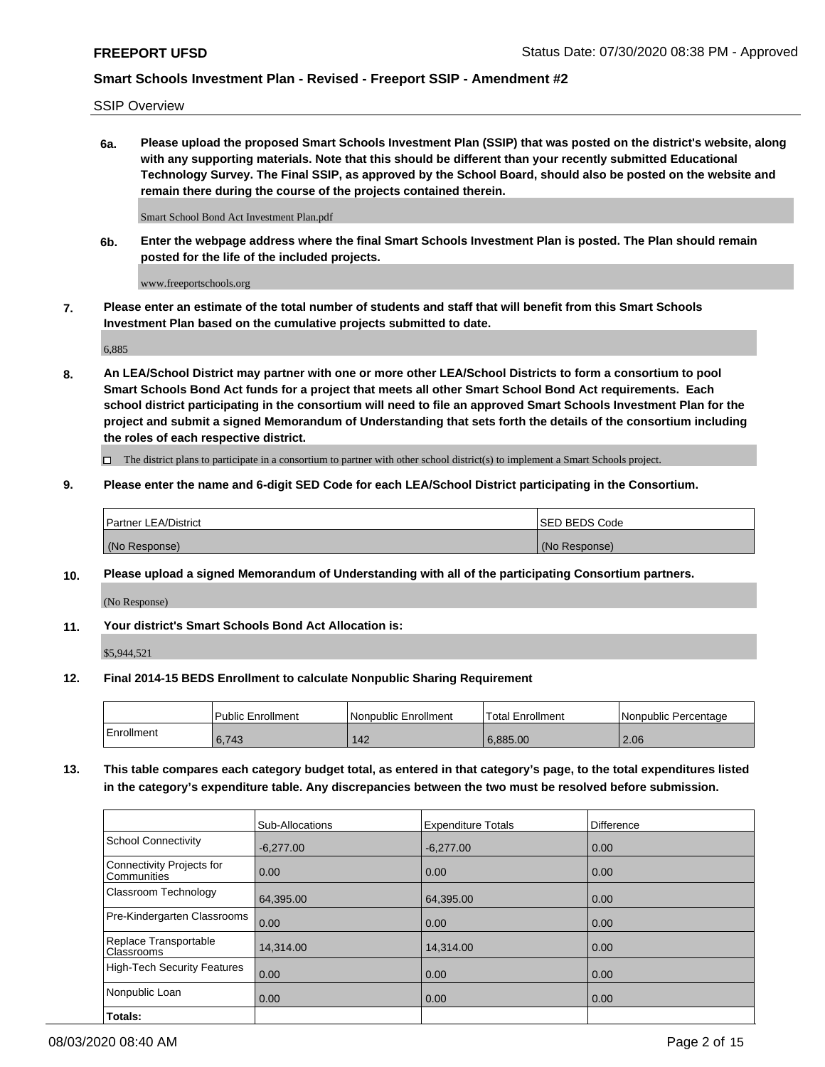SSIP Overview

**6a. Please upload the proposed Smart Schools Investment Plan (SSIP) that was posted on the district's website, along with any supporting materials. Note that this should be different than your recently submitted Educational Technology Survey. The Final SSIP, as approved by the School Board, should also be posted on the website and remain there during the course of the projects contained therein.**

Smart School Bond Act Investment Plan.pdf

**6b. Enter the webpage address where the final Smart Schools Investment Plan is posted. The Plan should remain posted for the life of the included projects.**

www.freeportschools.org

**7. Please enter an estimate of the total number of students and staff that will benefit from this Smart Schools Investment Plan based on the cumulative projects submitted to date.**

6,885

**8. An LEA/School District may partner with one or more other LEA/School Districts to form a consortium to pool Smart Schools Bond Act funds for a project that meets all other Smart School Bond Act requirements. Each school district participating in the consortium will need to file an approved Smart Schools Investment Plan for the project and submit a signed Memorandum of Understanding that sets forth the details of the consortium including the roles of each respective district.**

☐ The district plans to participate in a consortium to partner with other school district(s) to implement a Smart Schools project.

**9. Please enter the name and 6-digit SED Code for each LEA/School District participating in the Consortium.**

| Partner LEA/District | SED BEDS Code |
|---|---|
| (No Response) | (No Response) |

**10. Please upload a signed Memorandum of Understanding with all of the participating Consortium partners.**

(No Response)

**11. Your district's Smart Schools Bond Act Allocation is:**

$5,944,521

**12. Final 2014-15 BEDS Enrollment to calculate Nonpublic Sharing Requirement**

| | Public Enrollment | Nonpublic Enrollment | Total Enrollment | Nonpublic Percentage |
|---|---|---|---|---|
| Enrollment | 6,743 | 142 | 6,885.00 | 2.06 |

**13. This table compares each category budget total, as entered in that category's page, to the total expenditures listed in the category's expenditure table. Any discrepancies between the two must be resolved before submission.**

| | Sub-Allocations | Expenditure Totals | Difference |
|---|---|---|---|
| School Connectivity | -6,277.00 | -6,277.00 | 0.00 |
| Connectivity Projects for Communities | 0.00 | 0.00 | 0.00 |
| Classroom Technology | 64,395.00 | 64,395.00 | 0.00 |
| Pre-Kindergarten Classrooms | 0.00 | 0.00 | 0.00 |
| Replace Transportable Classrooms | 14,314.00 | 14,314.00 | 0.00 |
| High-Tech Security Features | 0.00 | 0.00 | 0.00 |
| Nonpublic Loan | 0.00 | 0.00 | 0.00 |
| **Totals:** | | | |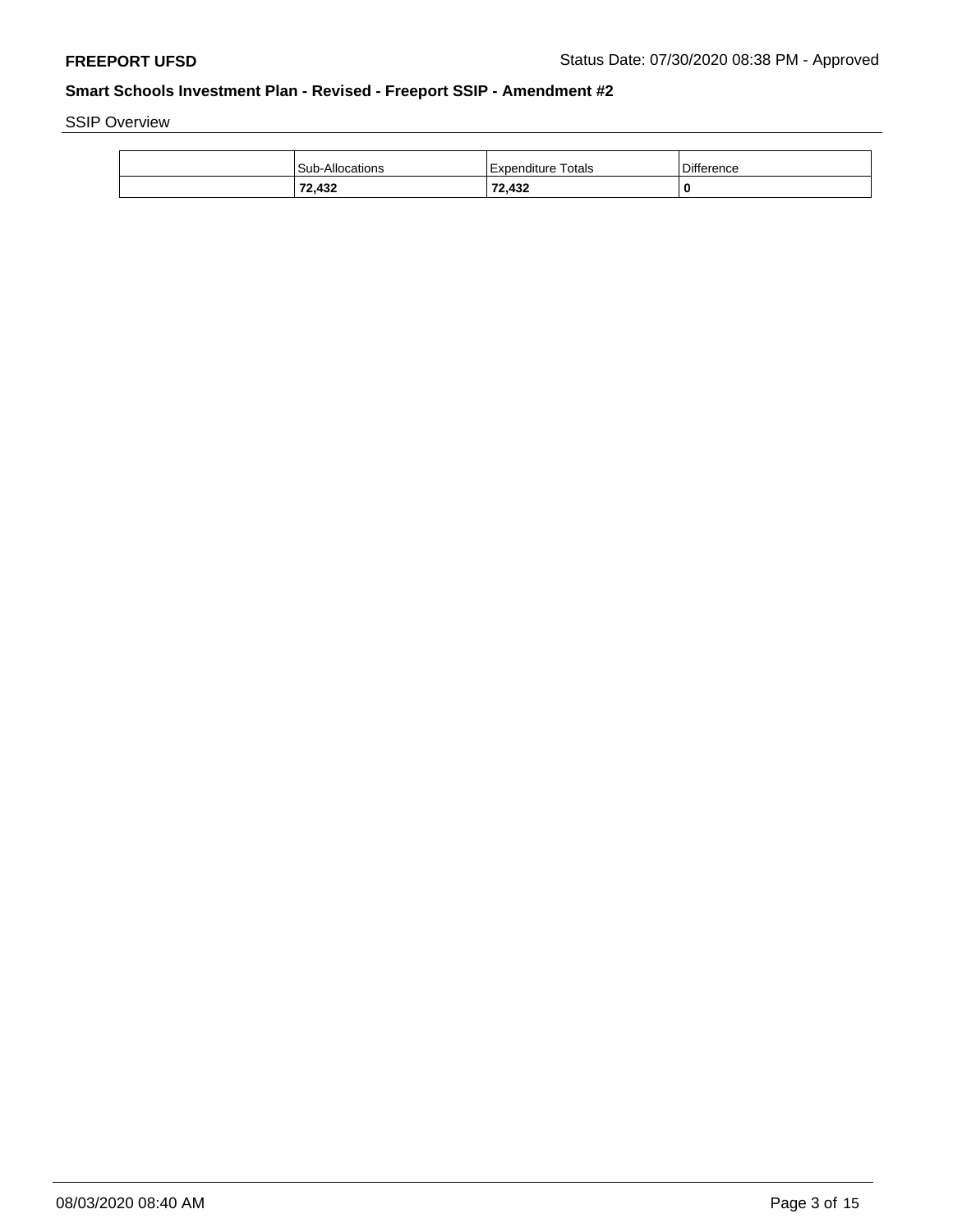SSIP Overview

| | Sub-Allocations | Expenditure Totals | Difference |
|---|---|---|---|
| | **72,432** | **72,432** | **0** |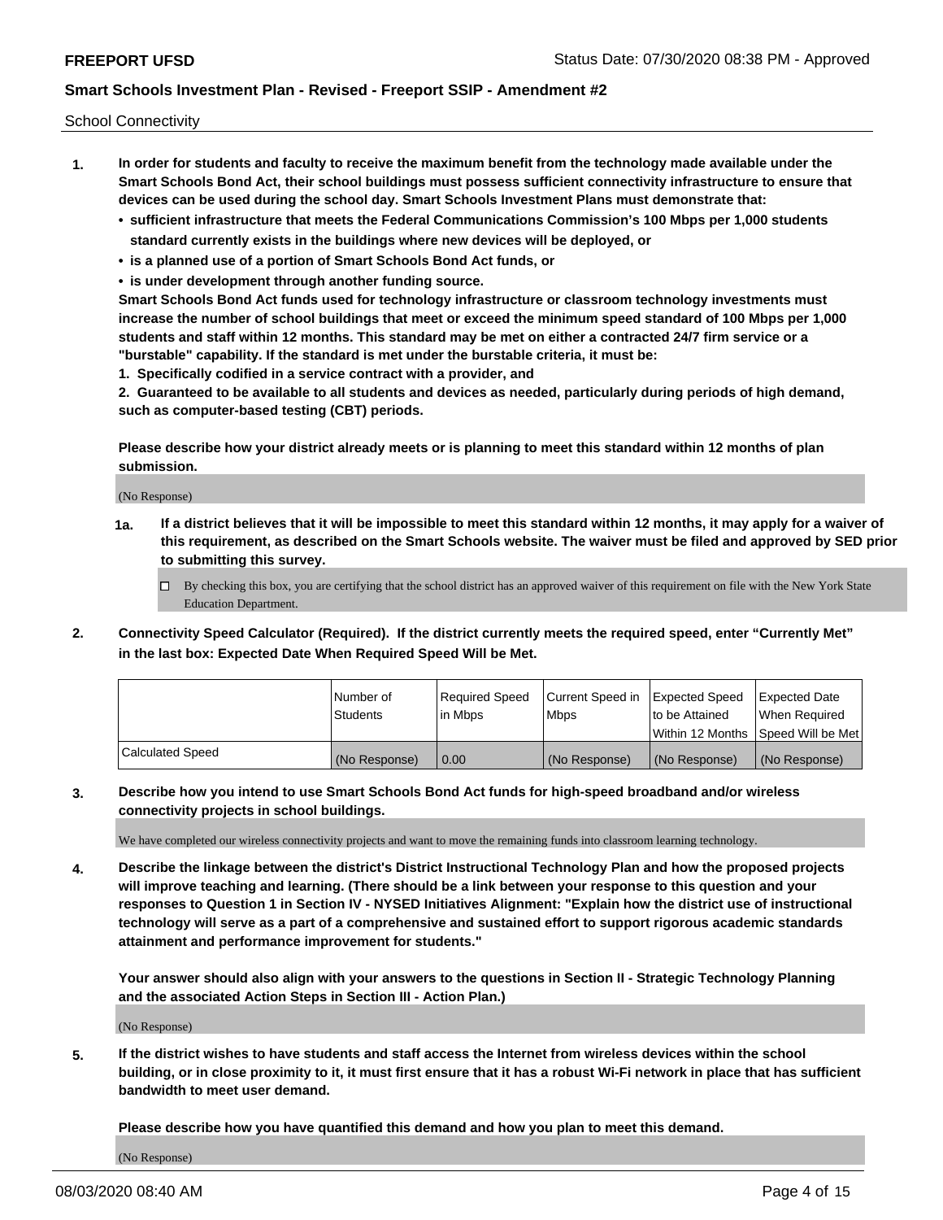School Connectivity

1. **In order for students and faculty to receive the maximum benefit from the technology made available under the Smart Schools Bond Act, their school buildings must possess sufficient connectivity infrastructure to ensure that devices can be used during the school day. Smart Schools Investment Plans must demonstrate that:**
   - **sufficient infrastructure that meets the Federal Communications Commission's 100 Mbps per 1,000 students standard currently exists in the buildings where new devices will be deployed, or**
   - **is a planned use of a portion of Smart Schools Bond Act funds, or**
   - **is under development through another funding source.**

   **Smart Schools Bond Act funds used for technology infrastructure or classroom technology investments must increase the number of school buildings that meet or exceed the minimum speed standard of 100 Mbps per 1,000 students and staff within 12 months. This standard may be met on either a contracted 24/7 firm service or a "burstable" capability. If the standard is met under the burstable criteria, it must be:**

   **1. Specifically codified in a service contract with a provider, and**

   **2. Guaranteed to be available to all students and devices as needed, particularly during periods of high demand, such as computer-based testing (CBT) periods.**

   **Please describe how your district already meets or is planning to meet this standard within 12 months of plan submission.**

   (No Response)

   **1a. If a district believes that it will be impossible to meet this standard within 12 months, it may apply for a waiver of this requirement, as described on the Smart Schools website. The waiver must be filed and approved by SED prior to submitting this survey.**

   ☐ By checking this box, you are certifying that the school district has an approved waiver of this requirement on file with the New York State Education Department.

2. **Connectivity Speed Calculator (Required). If the district currently meets the required speed, enter "Currently Met" in the last box: Expected Date When Required Speed Will be Met.**

| | Number of Students | Required Speed in Mbps | Current Speed in Mbps | Expected Speed to be Attained Within 12 Months | Expected Date When Required Speed Will be Met |
|---|---|---|---|---|---|
| Calculated Speed | (No Response) | 0.00 | (No Response) | (No Response) | (No Response) |

3. **Describe how you intend to use Smart Schools Bond Act funds for high-speed broadband and/or wireless connectivity projects in school buildings.**

   We have completed our wireless connectivity projects and want to move the remaining funds into classroom learning technology.

4. **Describe the linkage between the district's District Instructional Technology Plan and how the proposed projects will improve teaching and learning. (There should be a link between your response to this question and your responses to Question 1 in Section IV - NYSED Initiatives Alignment: "Explain how the district use of instructional technology will serve as a part of a comprehensive and sustained effort to support rigorous academic standards attainment and performance improvement for students."**

   **Your answer should also align with your answers to the questions in Section II - Strategic Technology Planning and the associated Action Steps in Section III - Action Plan.)**

   (No Response)

5. **If the district wishes to have students and staff access the Internet from wireless devices within the school building, or in close proximity to it, it must first ensure that it has a robust Wi-Fi network in place that has sufficient bandwidth to meet user demand.**

   **Please describe how you have quantified this demand and how you plan to meet this demand.**

   (No Response)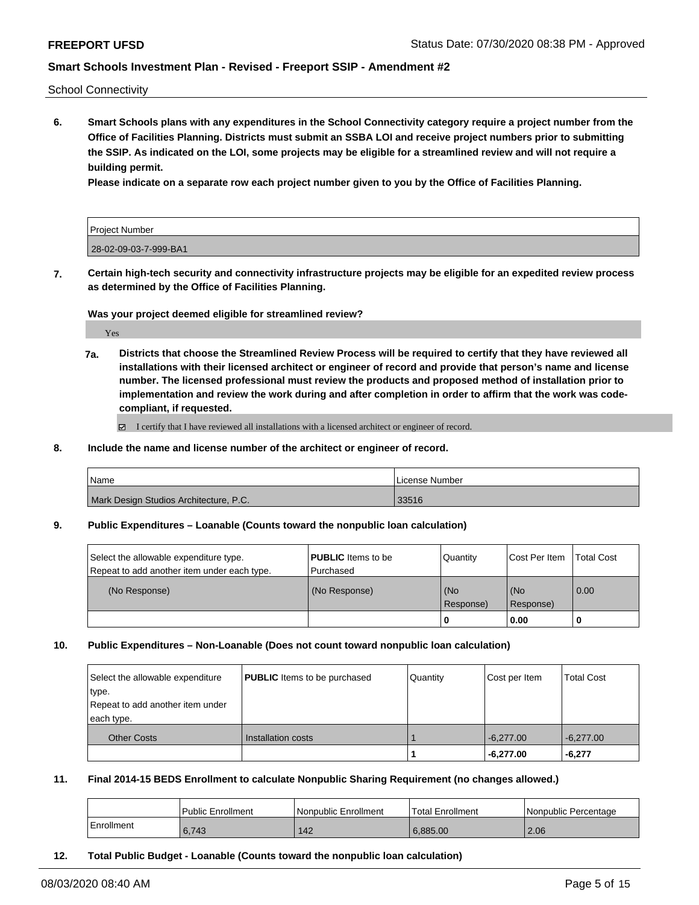School Connectivity

**6. Smart Schools plans with any expenditures in the School Connectivity category require a project number from the Office of Facilities Planning. Districts must submit an SSBA LOI and receive project numbers prior to submitting the SSIP. As indicated on the LOI, some projects may be eligible for a streamlined review and will not require a building permit.**

**Please indicate on a separate row each project number given to you by the Office of Facilities Planning.**

| Project Number |
| --- |
| 28-02-09-03-7-999-BA1 |

**7. Certain high-tech security and connectivity infrastructure projects may be eligible for an expedited review process as determined by the Office of Facilities Planning.**

**Was your project deemed eligible for streamlined review?**

Yes

**7a. Districts that choose the Streamlined Review Process will be required to certify that they have reviewed all installations with their licensed architect or engineer of record and provide that person's name and license number. The licensed professional must review the products and proposed method of installation prior to implementation and review the work during and after completion in order to affirm that the work was code-compliant, if requested.**

☑ I certify that I have reviewed all installations with a licensed architect or engineer of record.

**8. Include the name and license number of the architect or engineer of record.**

| Name | License Number |
| --- | --- |
| Mark Design Studios Architecture, P.C. | 33516 |

**9. Public Expenditures – Loanable (Counts toward the nonpublic loan calculation)**

| Select the allowable expenditure type. Repeat to add another item under each type. | **PUBLIC** Items to be Purchased | Quantity | Cost Per Item | Total Cost |
| --- | --- | --- | --- | --- |
| (No Response) | (No Response) | (No Response) | (No Response) | 0.00 |
| | | **0** | **0.00** | **0** |

**10. Public Expenditures – Non-Loanable (Does not count toward nonpublic loan calculation)**

| Select the allowable expenditure type. Repeat to add another item under each type. | **PUBLIC** Items to be purchased | Quantity | Cost per Item | Total Cost |
| --- | --- | --- | --- | --- |
| Other Costs | Installation costs | 1 | -6,277.00 | -6,277.00 |
| | | **1** | **-6,277.00** | **-6,277** |

**11. Final 2014-15 BEDS Enrollment to calculate Nonpublic Sharing Requirement (no changes allowed.)**

| | Public Enrollment | Nonpublic Enrollment | Total Enrollment | Nonpublic Percentage |
| --- | --- | --- | --- | --- |
| Enrollment | 6,743 | 142 | 6,885.00 | 2.06 |

**12. Total Public Budget - Loanable (Counts toward the nonpublic loan calculation)**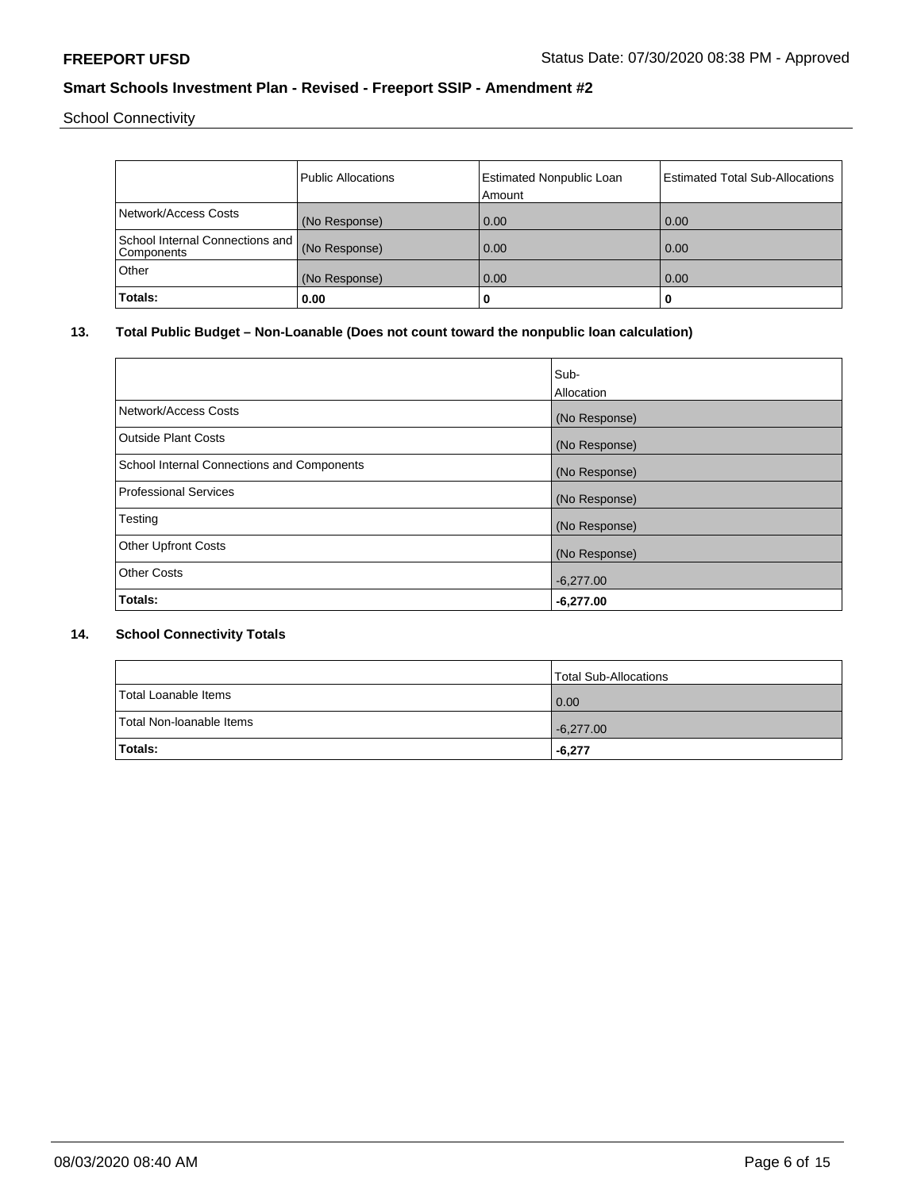School Connectivity

| | Public Allocations | Estimated Nonpublic Loan Amount | Estimated Total Sub-Allocations |
|---|---|---|---|
| Network/Access Costs | (No Response) | 0.00 | 0.00 |
| School Internal Connections and Components | (No Response) | 0.00 | 0.00 |
| Other | (No Response) | 0.00 | 0.00 |
| **Totals:** | **0.00** | **0** | **0** |

**13. Total Public Budget – Non-Loanable (Does not count toward the nonpublic loan calculation)**

| | Sub-Allocation |
|---|---|
| Network/Access Costs | (No Response) |
| Outside Plant Costs | (No Response) |
| School Internal Connections and Components | (No Response) |
| Professional Services | (No Response) |
| Testing | (No Response) |
| Other Upfront Costs | (No Response) |
| Other Costs | -6,277.00 |
| **Totals:** | **-6,277.00** |

**14. School Connectivity Totals**

| | Total Sub-Allocations |
|---|---|
| Total Loanable Items | 0.00 |
| Total Non-loanable Items | -6,277.00 |
| **Totals:** | **-6,277** |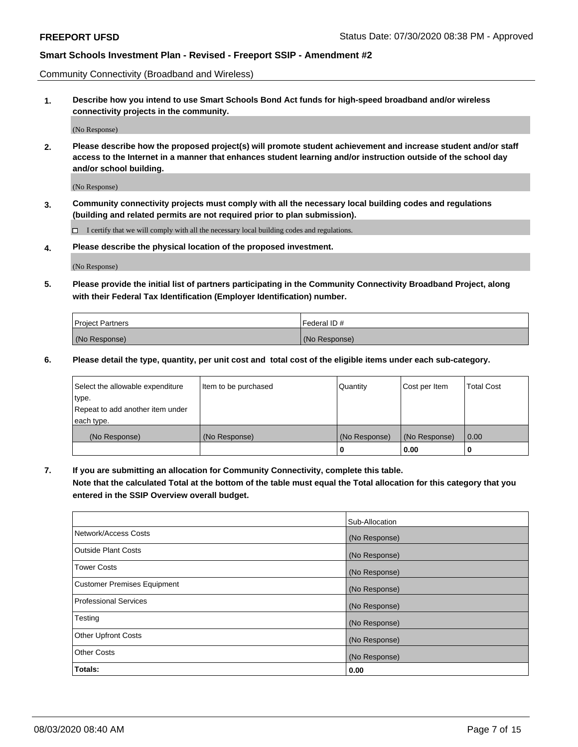Community Connectivity (Broadband and Wireless)

**1. Describe how you intend to use Smart Schools Bond Act funds for high-speed broadband and/or wireless connectivity projects in the community.**

(No Response)

**2. Please describe how the proposed project(s) will promote student achievement and increase student and/or staff access to the Internet in a manner that enhances student learning and/or instruction outside of the school day and/or school building.**

(No Response)

**3. Community connectivity projects must comply with all the necessary local building codes and regulations (building and related permits are not required prior to plan submission).**

☐ I certify that we will comply with all the necessary local building codes and regulations.

**4. Please describe the physical location of the proposed investment.**

(No Response)

**5. Please provide the initial list of partners participating in the Community Connectivity Broadband Project, along with their Federal Tax Identification (Employer Identification) number.**

| Project Partners | Federal ID # |
|---|---|
| (No Response) | (No Response) |

**6. Please detail the type, quantity, per unit cost and total cost of the eligible items under each sub-category.**

| Select the allowable expenditure type. Repeat to add another item under each type. | Item to be purchased | Quantity | Cost per Item | Total Cost |
|---|---|---|---|---|
| (No Response) | (No Response) | (No Response) | (No Response) | 0.00 |
| | | **0** | **0.00** | **0** |

**7. If you are submitting an allocation for Community Connectivity, complete this table.**
**Note that the calculated Total at the bottom of the table must equal the Total allocation for this category that you entered in the SSIP Overview overall budget.**

| | Sub-Allocation |
|---|---|
| Network/Access Costs | (No Response) |
| Outside Plant Costs | (No Response) |
| Tower Costs | (No Response) |
| Customer Premises Equipment | (No Response) |
| Professional Services | (No Response) |
| Testing | (No Response) |
| Other Upfront Costs | (No Response) |
| Other Costs | (No Response) |
| **Totals:** | **0.00** |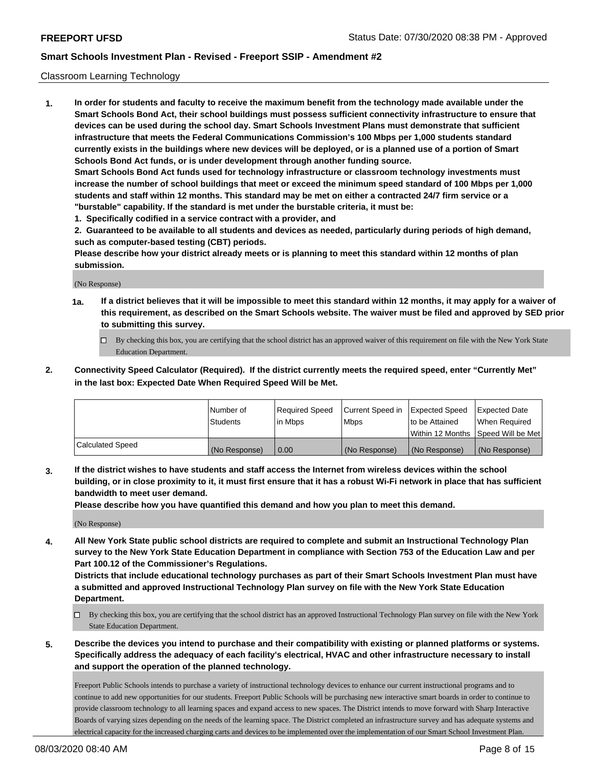Classroom Learning Technology

**1. In order for students and faculty to receive the maximum benefit from the technology made available under the Smart Schools Bond Act, their school buildings must possess sufficient connectivity infrastructure to ensure that devices can be used during the school day. Smart Schools Investment Plans must demonstrate that sufficient infrastructure that meets the Federal Communications Commission's 100 Mbps per 1,000 students standard currently exists in the buildings where new devices will be deployed, or is a planned use of a portion of Smart Schools Bond Act funds, or is under development through another funding source.**

**Smart Schools Bond Act funds used for technology infrastructure or classroom technology investments must increase the number of school buildings that meet or exceed the minimum speed standard of 100 Mbps per 1,000 students and staff within 12 months. This standard may be met on either a contracted 24/7 firm service or a "burstable" capability. If the standard is met under the burstable criteria, it must be:**

**1. Specifically codified in a service contract with a provider, and**

**2. Guaranteed to be available to all students and devices as needed, particularly during periods of high demand, such as computer-based testing (CBT) periods.**

**Please describe how your district already meets or is planning to meet this standard within 12 months of plan submission.**

(No Response)

**1a. If a district believes that it will be impossible to meet this standard within 12 months, it may apply for a waiver of this requirement, as described on the Smart Schools website. The waiver must be filed and approved by SED prior to submitting this survey.**

☐ By checking this box, you are certifying that the school district has an approved waiver of this requirement on file with the New York State Education Department.

**2. Connectivity Speed Calculator (Required). If the district currently meets the required speed, enter "Currently Met" in the last box: Expected Date When Required Speed Will be Met.**

| | Number of Students | Required Speed in Mbps | Current Speed in Mbps | Expected Speed to be Attained Within 12 Months | Expected Date When Required Speed Will be Met |
|---|---|---|---|---|---|
| Calculated Speed | (No Response) | 0.00 | (No Response) | (No Response) | (No Response) |

**3. If the district wishes to have students and staff access the Internet from wireless devices within the school building, or in close proximity to it, it must first ensure that it has a robust Wi-Fi network in place that has sufficient bandwidth to meet user demand.**

**Please describe how you have quantified this demand and how you plan to meet this demand.**

(No Response)

**4. All New York State public school districts are required to complete and submit an Instructional Technology Plan survey to the New York State Education Department in compliance with Section 753 of the Education Law and per Part 100.12 of the Commissioner's Regulations.**

**Districts that include educational technology purchases as part of their Smart Schools Investment Plan must have a submitted and approved Instructional Technology Plan survey on file with the New York State Education Department.**

☐ By checking this box, you are certifying that the school district has an approved Instructional Technology Plan survey on file with the New York State Education Department.

**5. Describe the devices you intend to purchase and their compatibility with existing or planned platforms or systems. Specifically address the adequacy of each facility's electrical, HVAC and other infrastructure necessary to install and support the operation of the planned technology.**

Freeport Public Schools intends to purchase a variety of instructional technology devices to enhance our current instructional programs and to continue to add new opportunities for our students. Freeport Public Schools will be purchasing new interactive smart boards in order to continue to provide classroom technology to all learning spaces and expand access to new spaces. The District intends to move forward with Sharp Interactive Boards of varying sizes depending on the needs of the learning space. The District completed an infrastructure survey and has adequate systems and electrical capacity for the increased charging carts and devices to be implemented over the implementation of our Smart School Investment Plan.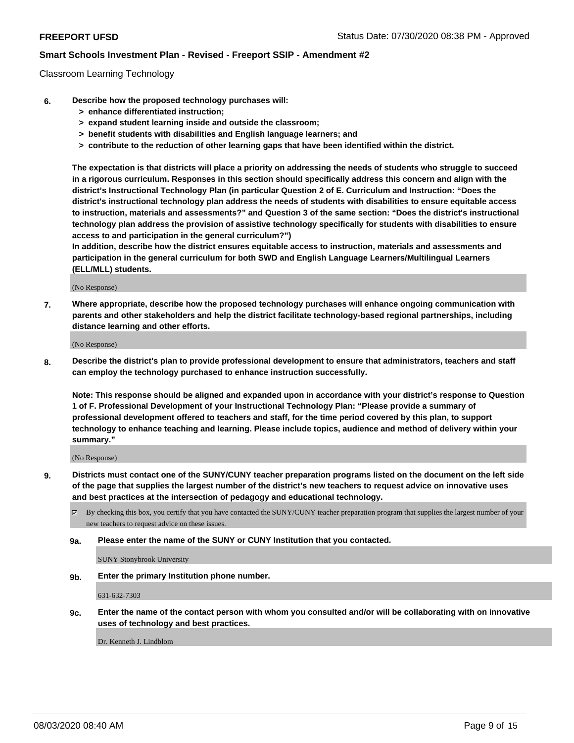Classroom Learning Technology

**6. Describe how the proposed technology purchases will:**
- **> enhance differentiated instruction;**
- **> expand student learning inside and outside the classroom;**
- **> benefit students with disabilities and English language learners; and**
- **> contribute to the reduction of other learning gaps that have been identified within the district.**

**The expectation is that districts will place a priority on addressing the needs of students who struggle to succeed in a rigorous curriculum. Responses in this section should specifically address this concern and align with the district's Instructional Technology Plan (in particular Question 2 of E. Curriculum and Instruction: "Does the district's instructional technology plan address the needs of students with disabilities to ensure equitable access to instruction, materials and assessments?" and Question 3 of the same section: "Does the district's instructional technology plan address the provision of assistive technology specifically for students with disabilities to ensure access to and participation in the general curriculum?")**

**In addition, describe how the district ensures equitable access to instruction, materials and assessments and participation in the general curriculum for both SWD and English Language Learners/Multilingual Learners (ELL/MLL) students.**

(No Response)

**7. Where appropriate, describe how the proposed technology purchases will enhance ongoing communication with parents and other stakeholders and help the district facilitate technology-based regional partnerships, including distance learning and other efforts.**

(No Response)

**8. Describe the district's plan to provide professional development to ensure that administrators, teachers and staff can employ the technology purchased to enhance instruction successfully.**

**Note: This response should be aligned and expanded upon in accordance with your district's response to Question 1 of F. Professional Development of your Instructional Technology Plan: "Please provide a summary of professional development offered to teachers and staff, for the time period covered by this plan, to support technology to enhance teaching and learning. Please include topics, audience and method of delivery within your summary."**

(No Response)

**9. Districts must contact one of the SUNY/CUNY teacher preparation programs listed on the document on the left side of the page that supplies the largest number of the district's new teachers to request advice on innovative uses and best practices at the intersection of pedagogy and educational technology.**

☑ By checking this box, you certify that you have contacted the SUNY/CUNY teacher preparation program that supplies the largest number of your new teachers to request advice on these issues.

**9a. Please enter the name of the SUNY or CUNY Institution that you contacted.**

SUNY Stonybrook University

**9b. Enter the primary Institution phone number.**

631-632-7303

**9c. Enter the name of the contact person with whom you consulted and/or will be collaborating with on innovative uses of technology and best practices.**

Dr. Kenneth J. Lindblom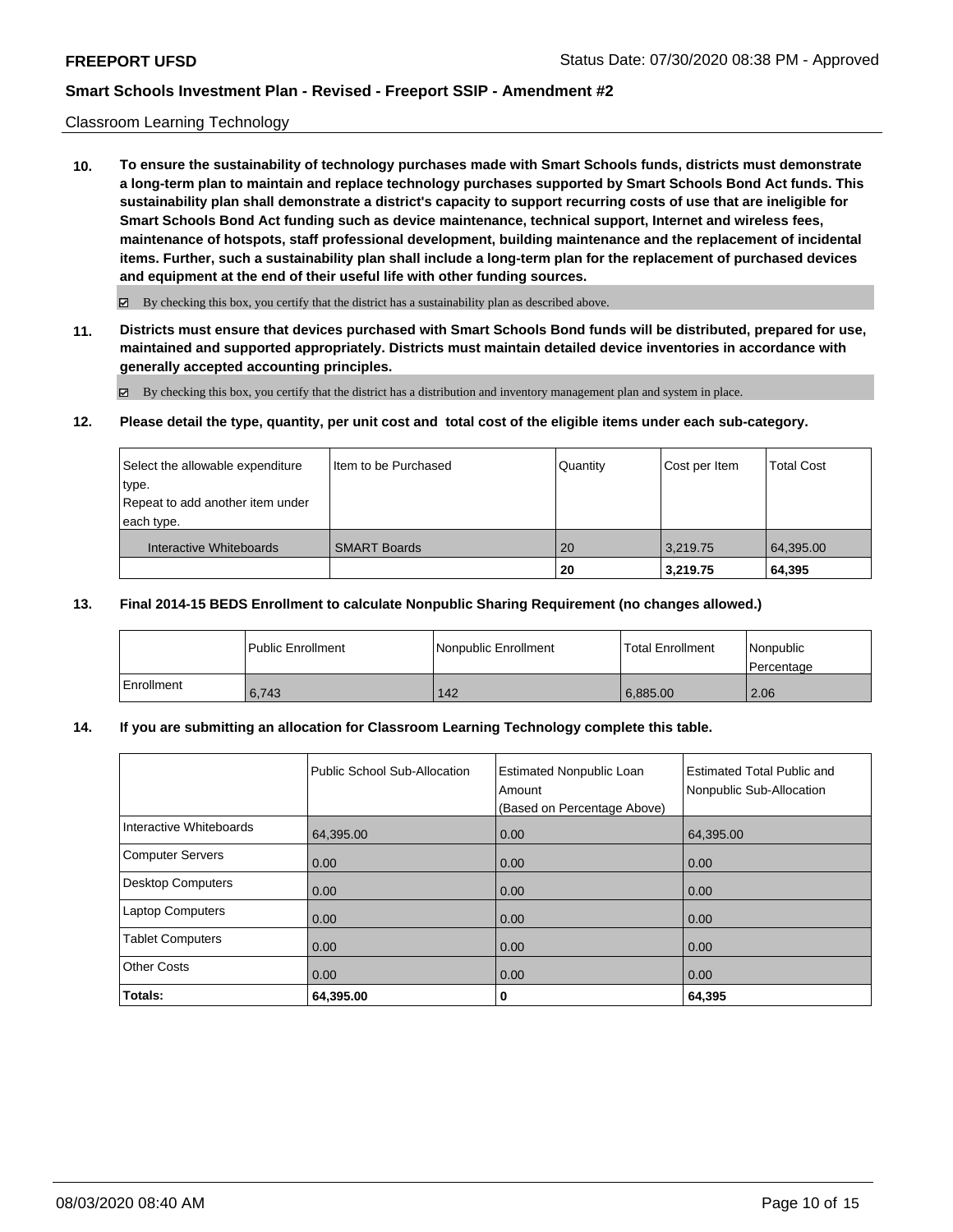Classroom Learning Technology

**10. To ensure the sustainability of technology purchases made with Smart Schools funds, districts must demonstrate a long-term plan to maintain and replace technology purchases supported by Smart Schools Bond Act funds. This sustainability plan shall demonstrate a district's capacity to support recurring costs of use that are ineligible for Smart Schools Bond Act funding such as device maintenance, technical support, Internet and wireless fees, maintenance of hotspots, staff professional development, building maintenance and the replacement of incidental items. Further, such a sustainability plan shall include a long-term plan for the replacement of purchased devices and equipment at the end of their useful life with other funding sources.**

☑ By checking this box, you certify that the district has a sustainability plan as described above.

**11. Districts must ensure that devices purchased with Smart Schools Bond funds will be distributed, prepared for use, maintained and supported appropriately. Districts must maintain detailed device inventories in accordance with generally accepted accounting principles.**

☑ By checking this box, you certify that the district has a distribution and inventory management plan and system in place.

**12. Please detail the type, quantity, per unit cost and total cost of the eligible items under each sub-category.**

| Select the allowable expenditure type. Repeat to add another item under each type. | Item to be Purchased | Quantity | Cost per Item | Total Cost |
|---|---|---|---|---|
| Interactive Whiteboards | SMART Boards | 20 | 3,219.75 | 64,395.00 |
| | | **20** | **3,219.75** | **64,395** |

**13. Final 2014-15 BEDS Enrollment to calculate Nonpublic Sharing Requirement (no changes allowed.)**

| | Public Enrollment | Nonpublic Enrollment | Total Enrollment | Nonpublic Percentage |
|---|---|---|---|---|
| Enrollment | 6,743 | 142 | 6,885.00 | 2.06 |

**14. If you are submitting an allocation for Classroom Learning Technology complete this table.**

| | Public School Sub-Allocation | Estimated Nonpublic Loan Amount (Based on Percentage Above) | Estimated Total Public and Nonpublic Sub-Allocation |
|---|---|---|---|
| Interactive Whiteboards | 64,395.00 | 0.00 | 64,395.00 |
| Computer Servers | 0.00 | 0.00 | 0.00 |
| Desktop Computers | 0.00 | 0.00 | 0.00 |
| Laptop Computers | 0.00 | 0.00 | 0.00 |
| Tablet Computers | 0.00 | 0.00 | 0.00 |
| Other Costs | 0.00 | 0.00 | 0.00 |
| **Totals:** | **64,395.00** | **0** | **64,395** |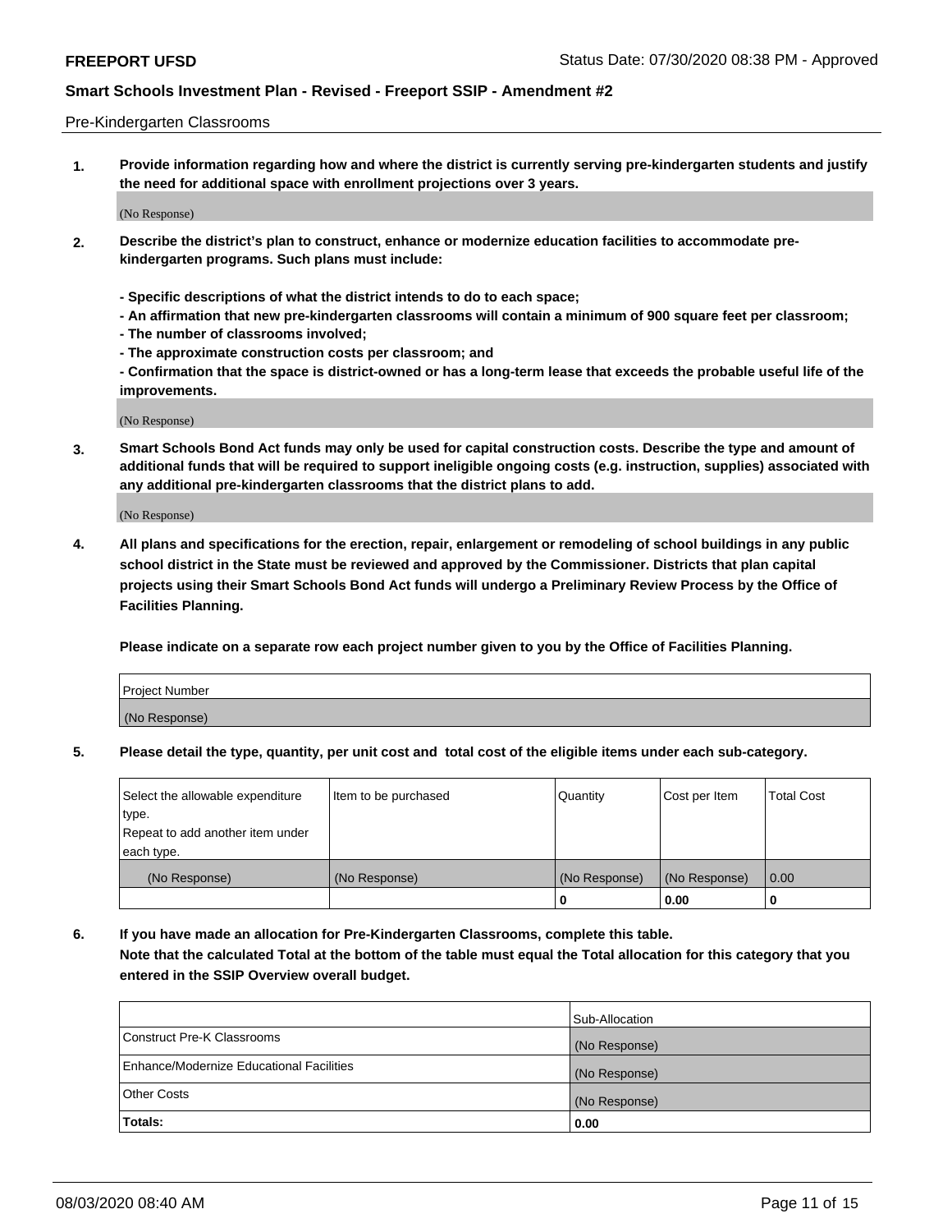Pre-Kindergarten Classrooms

**1. Provide information regarding how and where the district is currently serving pre-kindergarten students and justify the need for additional space with enrollment projections over 3 years.**

(No Response)

**2. Describe the district's plan to construct, enhance or modernize education facilities to accommodate pre-kindergarten programs. Such plans must include:**

**- Specific descriptions of what the district intends to do to each space;**
**- An affirmation that new pre-kindergarten classrooms will contain a minimum of 900 square feet per classroom;**
**- The number of classrooms involved;**
**- The approximate construction costs per classroom; and**
**- Confirmation that the space is district-owned or has a long-term lease that exceeds the probable useful life of the improvements.**

(No Response)

**3. Smart Schools Bond Act funds may only be used for capital construction costs. Describe the type and amount of additional funds that will be required to support ineligible ongoing costs (e.g. instruction, supplies) associated with any additional pre-kindergarten classrooms that the district plans to add.**

(No Response)

**4. All plans and specifications for the erection, repair, enlargement or remodeling of school buildings in any public school district in the State must be reviewed and approved by the Commissioner. Districts that plan capital projects using their Smart Schools Bond Act funds will undergo a Preliminary Review Process by the Office of Facilities Planning.**

**Please indicate on a separate row each project number given to you by the Office of Facilities Planning.**

| Project Number |
|---|
| (No Response) |

**5. Please detail the type, quantity, per unit cost and total cost of the eligible items under each sub-category.**

| Select the allowable expenditure type. Repeat to add another item under each type. | Item to be purchased | Quantity | Cost per Item | Total Cost |
|---|---|---|---|---|
| (No Response) | (No Response) | (No Response) | (No Response) | 0.00 |
| | | 0 | 0.00 | 0 |

**6. If you have made an allocation for Pre-Kindergarten Classrooms, complete this table. Note that the calculated Total at the bottom of the table must equal the Total allocation for this category that you entered in the SSIP Overview overall budget.**

| | Sub-Allocation |
|---|---|
| Construct Pre-K Classrooms | (No Response) |
| Enhance/Modernize Educational Facilities | (No Response) |
| Other Costs | (No Response) |
| **Totals:** | **0.00** |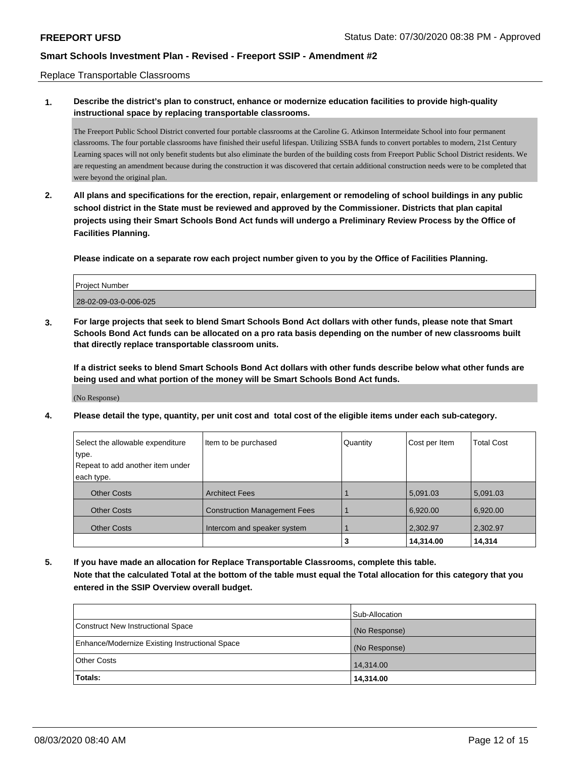Replace Transportable Classrooms

**1. Describe the district's plan to construct, enhance or modernize education facilities to provide high-quality instructional space by replacing transportable classrooms.**

The Freeport Public School District converted four portable classrooms at the Caroline G. Atkinson Intermeidate School into four permanent classrooms. The four portable classrooms have finished their useful lifespan. Utilizing SSBA funds to convert portables to modern, 21st Century Learning spaces will not only benefit students but also eliminate the burden of the building costs from Freeport Public School District residents. We are requesting an amendment because during the construction it was discovered that certain additional construction needs were to be completed that were beyond the original plan.

**2. All plans and specifications for the erection, repair, enlargement or remodeling of school buildings in any public school district in the State must be reviewed and approved by the Commissioner. Districts that plan capital projects using their Smart Schools Bond Act funds will undergo a Preliminary Review Process by the Office of Facilities Planning.**

**Please indicate on a separate row each project number given to you by the Office of Facilities Planning.**

| Project Number |
| --- |
| 28-02-09-03-0-006-025 |

**3. For large projects that seek to blend Smart Schools Bond Act dollars with other funds, please note that Smart Schools Bond Act funds can be allocated on a pro rata basis depending on the number of new classrooms built that directly replace transportable classroom units.**

**If a district seeks to blend Smart Schools Bond Act dollars with other funds describe below what other funds are being used and what portion of the money will be Smart Schools Bond Act funds.**

(No Response)

**4. Please detail the type, quantity, per unit cost and total cost of the eligible items under each sub-category.**

| Select the allowable expenditure type. Repeat to add another item under each type. | Item to be purchased | Quantity | Cost per Item | Total Cost |
| --- | --- | --- | --- | --- |
| Other Costs | Architect Fees | 1 | 5,091.03 | 5,091.03 |
| Other Costs | Construction Management Fees | 1 | 6,920.00 | 6,920.00 |
| Other Costs | Intercom and speaker system | 1 | 2,302.97 | 2,302.97 |
| | | **3** | **14,314.00** | **14,314** |

**5. If you have made an allocation for Replace Transportable Classrooms, complete this table. Note that the calculated Total at the bottom of the table must equal the Total allocation for this category that you entered in the SSIP Overview overall budget.**

| | Sub-Allocation |
| --- | --- |
| Construct New Instructional Space | (No Response) |
| Enhance/Modernize Existing Instructional Space | (No Response) |
| Other Costs | 14,314.00 |
| **Totals:** | **14,314.00** |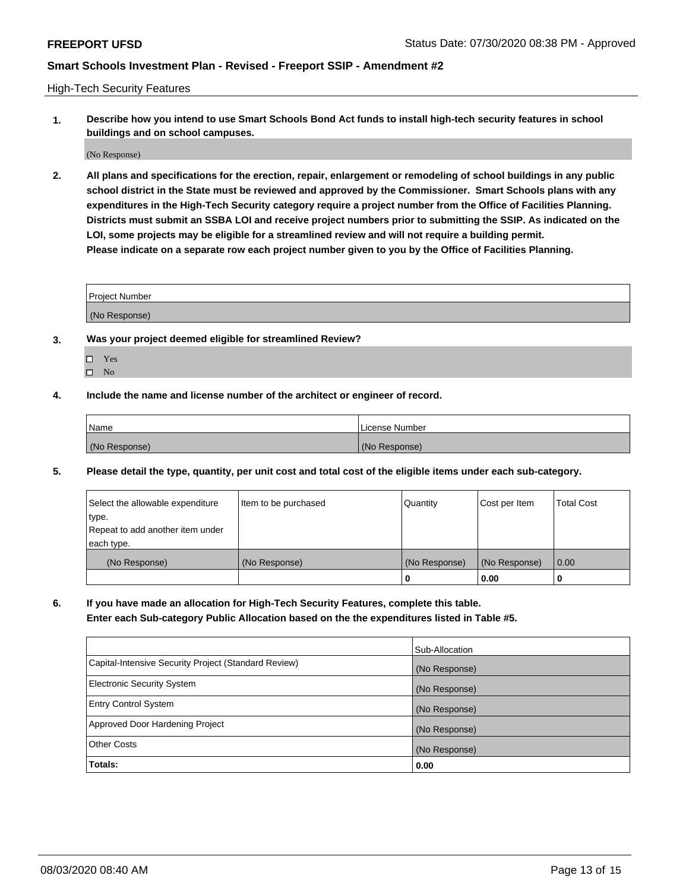High-Tech Security Features

**1. Describe how you intend to use Smart Schools Bond Act funds to install high-tech security features in school buildings and on school campuses.**

(No Response)

**2. All plans and specifications for the erection, repair, enlargement or remodeling of school buildings in any public school district in the State must be reviewed and approved by the Commissioner. Smart Schools plans with any expenditures in the High-Tech Security category require a project number from the Office of Facilities Planning. Districts must submit an SSBA LOI and receive project numbers prior to submitting the SSIP. As indicated on the LOI, some projects may be eligible for a streamlined review and will not require a building permit. Please indicate on a separate row each project number given to you by the Office of Facilities Planning.**

| Project Number |
| --- |
| (No Response) |

**3. Was your project deemed eligible for streamlined Review?**

- ☐ Yes
- ☐ No

**4. Include the name and license number of the architect or engineer of record.**

| Name | License Number |
| --- | --- |
| (No Response) | (No Response) |

**5. Please detail the type, quantity, per unit cost and total cost of the eligible items under each sub-category.**

| Select the allowable expenditure type. Repeat to add another item under each type. | Item to be purchased | Quantity | Cost per Item | Total Cost |
| --- | --- | --- | --- | --- |
| (No Response) | (No Response) | (No Response) | (No Response) | 0.00 |
| | | 0 | 0.00 | 0 |

**6. If you have made an allocation for High-Tech Security Features, complete this table. Enter each Sub-category Public Allocation based on the the expenditures listed in Table #5.**

| | Sub-Allocation |
| --- | --- |
| Capital-Intensive Security Project (Standard Review) | (No Response) |
| Electronic Security System | (No Response) |
| Entry Control System | (No Response) |
| Approved Door Hardening Project | (No Response) |
| Other Costs | (No Response) |
| **Totals:** | **0.00** |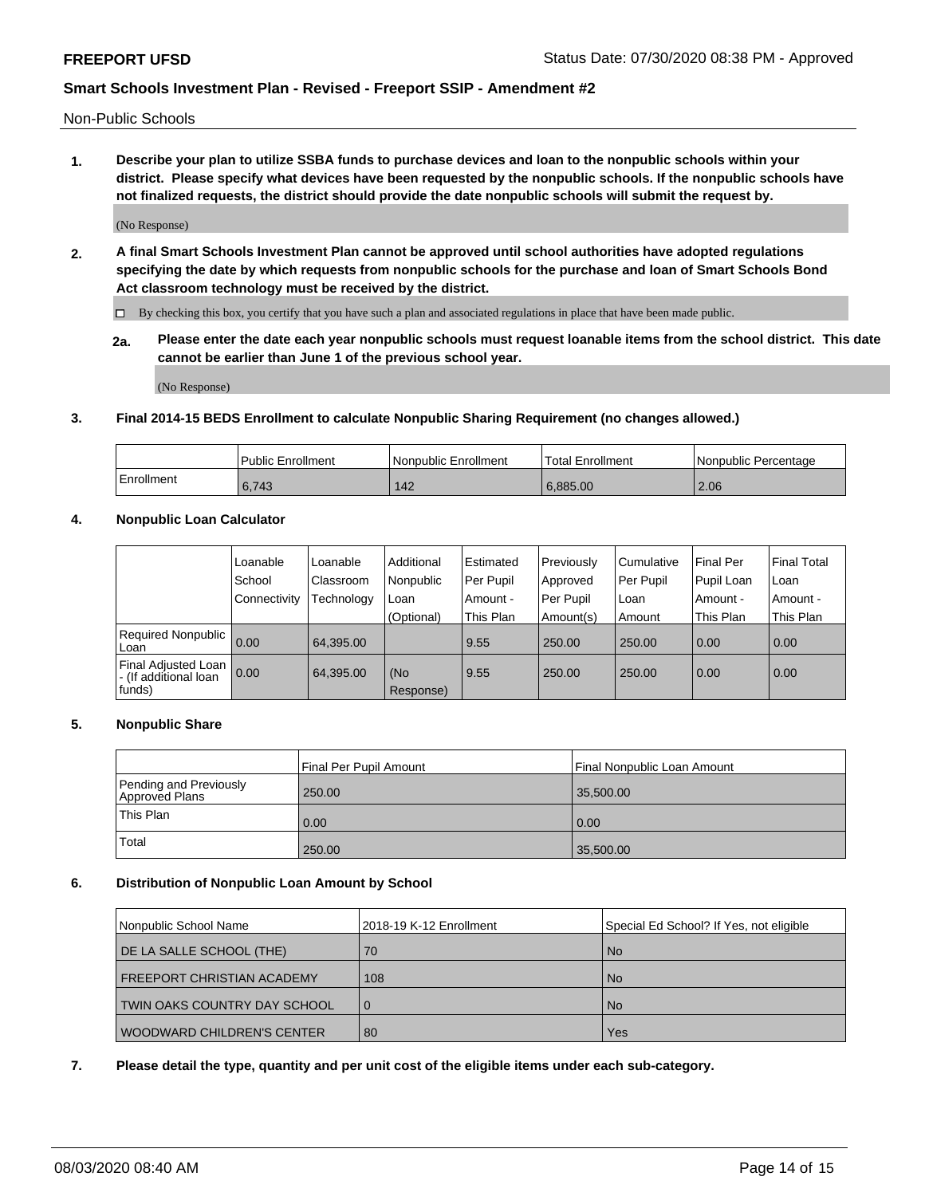Non-Public Schools

**1. Describe your plan to utilize SSBA funds to purchase devices and loan to the nonpublic schools within your district. Please specify what devices have been requested by the nonpublic schools. If the nonpublic schools have not finalized requests, the district should provide the date nonpublic schools will submit the request by.**

(No Response)

**2. A final Smart Schools Investment Plan cannot be approved until school authorities have adopted regulations specifying the date by which requests from nonpublic schools for the purchase and loan of Smart Schools Bond Act classroom technology must be received by the district.**

☐ By checking this box, you certify that you have such a plan and associated regulations in place that have been made public.

**2a. Please enter the date each year nonpublic schools must request loanable items from the school district. This date cannot be earlier than June 1 of the previous school year.**

(No Response)

**3. Final 2014-15 BEDS Enrollment to calculate Nonpublic Sharing Requirement (no changes allowed.)**

| | Public Enrollment | Nonpublic Enrollment | Total Enrollment | Nonpublic Percentage |
|---|---|---|---|---|
| Enrollment | 6,743 | 142 | 6,885.00 | 2.06 |

**4. Nonpublic Loan Calculator**

| | Loanable School Connectivity | Loanable Classroom Technology | Additional Nonpublic Loan (Optional) | Estimated Per Pupil Amount - This Plan | Previously Approved Per Pupil Amount(s) | Cumulative Per Pupil Loan Amount | Final Per Pupil Loan Amount - This Plan | Final Total Loan Amount - This Plan |
|---|---|---|---|---|---|---|---|---|
| Required Nonpublic Loan | 0.00 | 64,395.00 | | 9.55 | 250.00 | 250.00 | 0.00 | 0.00 |
| Final Adjusted Loan - (If additional loan funds) | 0.00 | 64,395.00 | (No Response) | 9.55 | 250.00 | 250.00 | 0.00 | 0.00 |

**5. Nonpublic Share**

| | Final Per Pupil Amount | Final Nonpublic Loan Amount |
|---|---|---|
| Pending and Previously Approved Plans | 250.00 | 35,500.00 |
| This Plan | 0.00 | 0.00 |
| Total | 250.00 | 35,500.00 |

**6. Distribution of Nonpublic Loan Amount by School**

| Nonpublic School Name | 2018-19 K-12 Enrollment | Special Ed School? If Yes, not eligible |
|---|---|---|
| DE LA SALLE SCHOOL (THE) | 70 | No |
| FREEPORT CHRISTIAN ACADEMY | 108 | No |
| TWIN OAKS COUNTRY DAY SCHOOL | 0 | No |
| WOODWARD CHILDREN'S CENTER | 80 | Yes |

**7. Please detail the type, quantity and per unit cost of the eligible items under each sub-category.**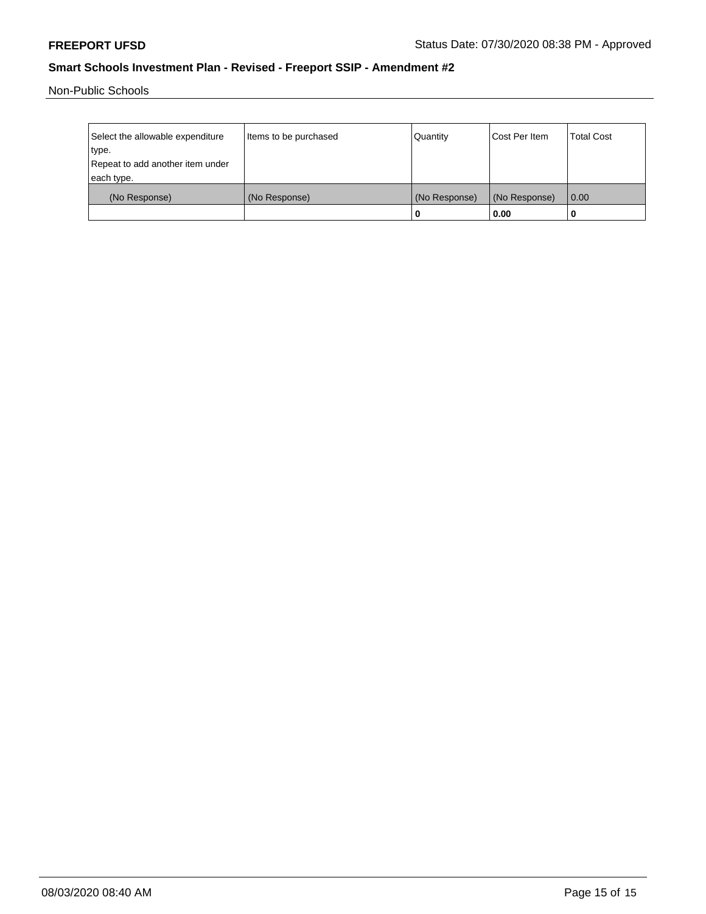Non-Public Schools

| Select the allowable expenditure type. Repeat to add another item under each type. | Items to be purchased | Quantity | Cost Per Item | Total Cost |
|---|---|---|---|---|
| (No Response) | (No Response) | (No Response) | (No Response) | 0.00 |
| | | **0** | **0.00** | **0** |